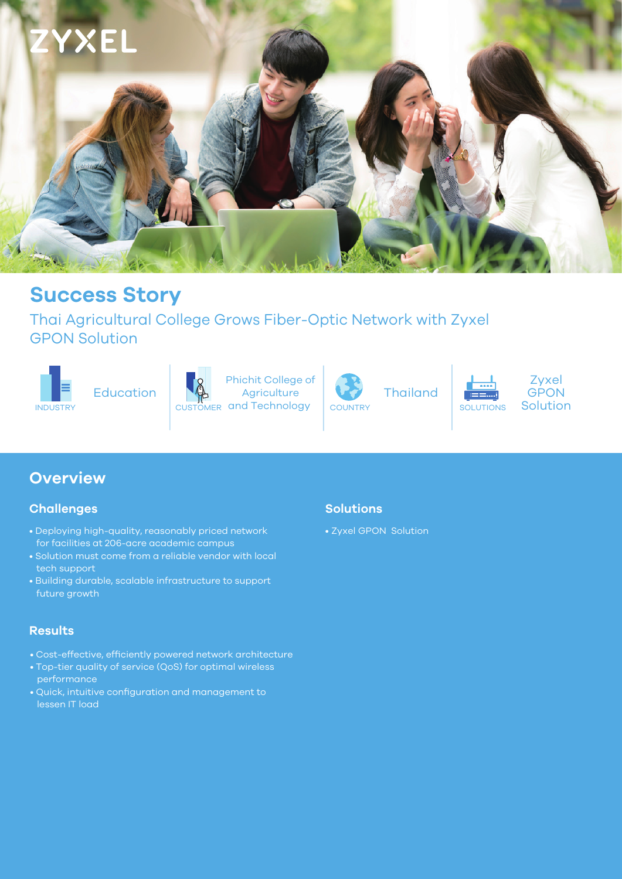ZYXEL

# Success Story

## Thai Agricultural College Grows Fiber-Optic Network with Zyxel GPON Solution

| INDUSTRY | CUSTOMER | COUNTRY | SOLUTIONS |
|---|---|---|---|
| Education | Phichit College of Agriculture and Technology | Thailand | Zyxel GPON Solution |

## Overview

### Challenges

- Deploying high-quality, reasonably priced network for facilities at 206-acre academic campus
- Solution must come from a reliable vendor with local tech support
- Building durable, scalable infrastructure to support future growth

### Solutions

- Zyxel GPON Solution

### Results

- Cost-effective, efficiently powered network architecture
- Top-tier quality of service (QoS) for optimal wireless performance
- Quick, intuitive configuration and management to lessen IT load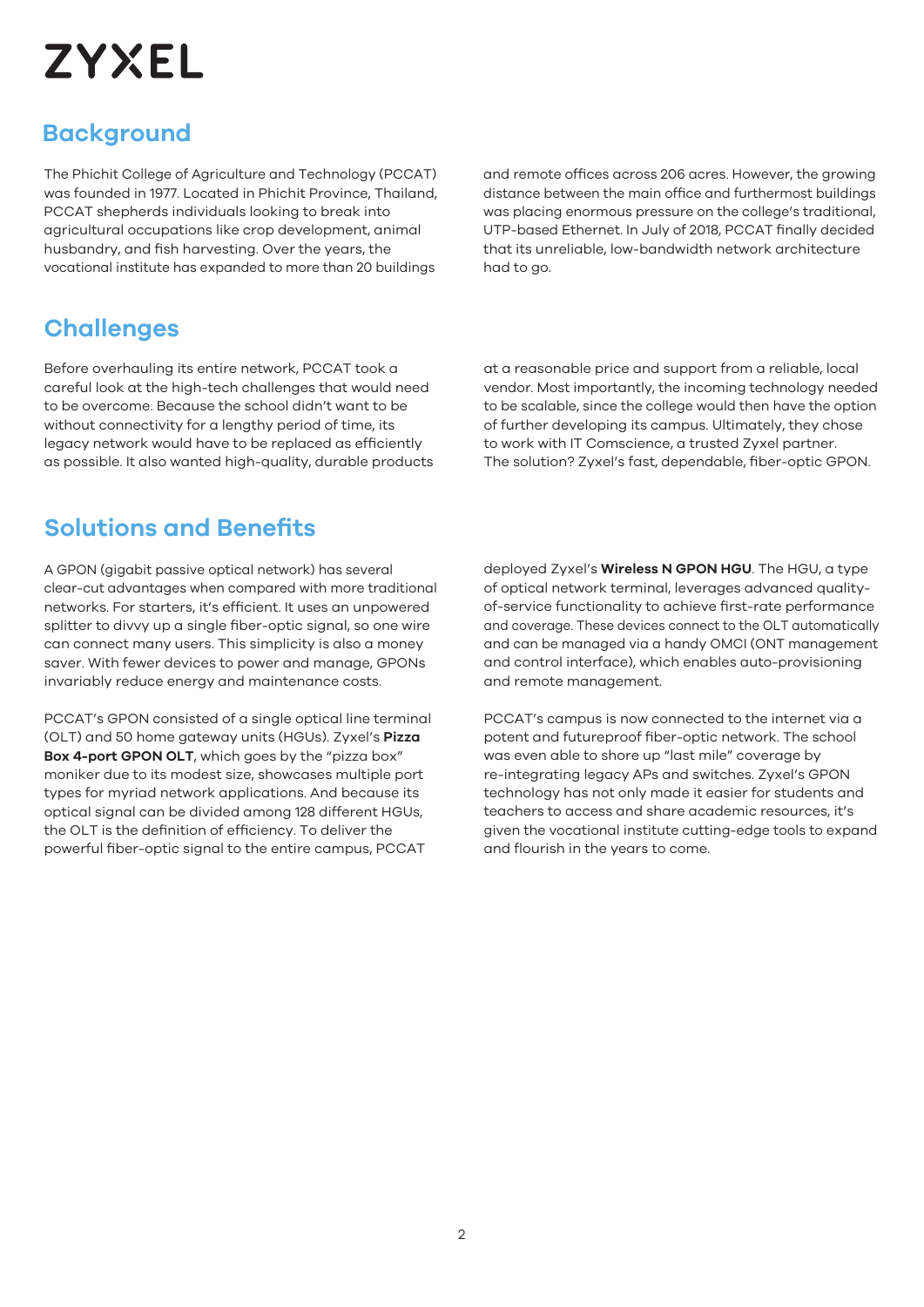# ZYXEL

## Background

The Phichit College of Agriculture and Technology (PCCAT) was founded in 1977. Located in Phichit Province, Thailand, PCCAT shepherds individuals looking to break into agricultural occupations like crop development, animal husbandry, and fish harvesting. Over the years, the vocational institute has expanded to more than 20 buildings and remote offices across 206 acres. However, the growing distance between the main office and furthermost buildings was placing enormous pressure on the college's traditional, UTP-based Ethernet. In July of 2018, PCCAT finally decided that its unreliable, low-bandwidth network architecture had to go.

## Challenges

Before overhauling its entire network, PCCAT took a careful look at the high-tech challenges that would need to be overcome. Because the school didn't want to be without connectivity for a lengthy period of time, its legacy network would have to be replaced as efficiently as possible. It also wanted high-quality, durable products at a reasonable price and support from a reliable, local vendor. Most importantly, the incoming technology needed to be scalable, since the college would then have the option of further developing its campus. Ultimately, they chose to work with IT Comscience, a trusted Zyxel partner. The solution? Zyxel's fast, dependable, fiber-optic GPON.

## Solutions and Benefits

A GPON (gigabit passive optical network) has several clear-cut advantages when compared with more traditional networks. For starters, it's efficient. It uses an unpowered splitter to divvy up a single fiber-optic signal, so one wire can connect many users. This simplicity is also a money saver. With fewer devices to power and manage, GPONs invariably reduce energy and maintenance costs.

PCCAT's GPON consisted of a single optical line terminal (OLT) and 50 home gateway units (HGUs). Zyxel's **Pizza Box 4-port GPON OLT**, which goes by the "pizza box" moniker due to its modest size, showcases multiple port types for myriad network applications. And because its optical signal can be divided among 128 different HGUs, the OLT is the definition of efficiency. To deliver the powerful fiber-optic signal to the entire campus, PCCAT deployed Zyxel's **Wireless N GPON HGU**. The HGU, a type of optical network terminal, leverages advanced quality-of-service functionality to achieve first-rate performance and coverage. These devices connect to the OLT automatically and can be managed via a handy OMCI (ONT management and control interface), which enables auto-provisioning and remote management.

PCCAT's campus is now connected to the internet via a potent and futureproof fiber-optic network. The school was even able to shore up "last mile" coverage by re-integrating legacy APs and switches. Zyxel's GPON technology has not only made it easier for students and teachers to access and share academic resources, it's given the vocational institute cutting-edge tools to expand and flourish in the years to come.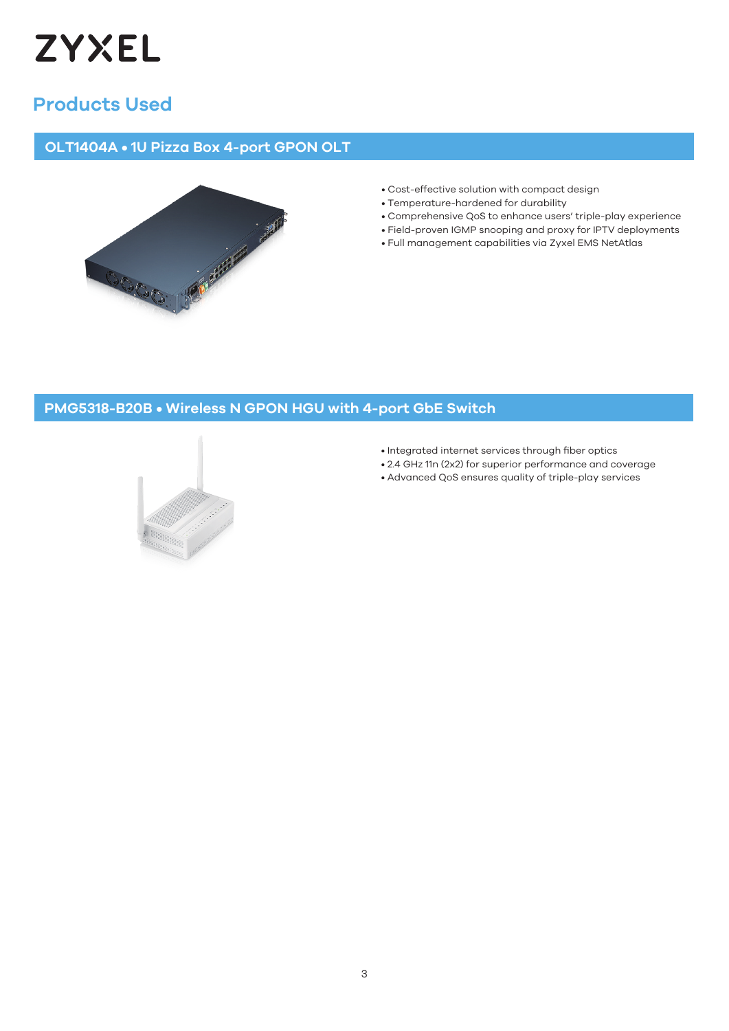# Products Used

## OLT1404A • 1U Pizza Box 4-port GPON OLT

- Cost-effective solution with compact design
- Temperature-hardened for durability
- Comprehensive QoS to enhance users' triple-play experience
- Field-proven IGMP snooping and proxy for IPTV deployments
- Full management capabilities via Zyxel EMS NetAtlas

## PMG5318-B20B • Wireless N GPON HGU with 4-port GbE Switch

- Integrated internet services through fiber optics
- 2.4 GHz 11n (2x2) for superior performance and coverage
- Advanced QoS ensures quality of triple-play services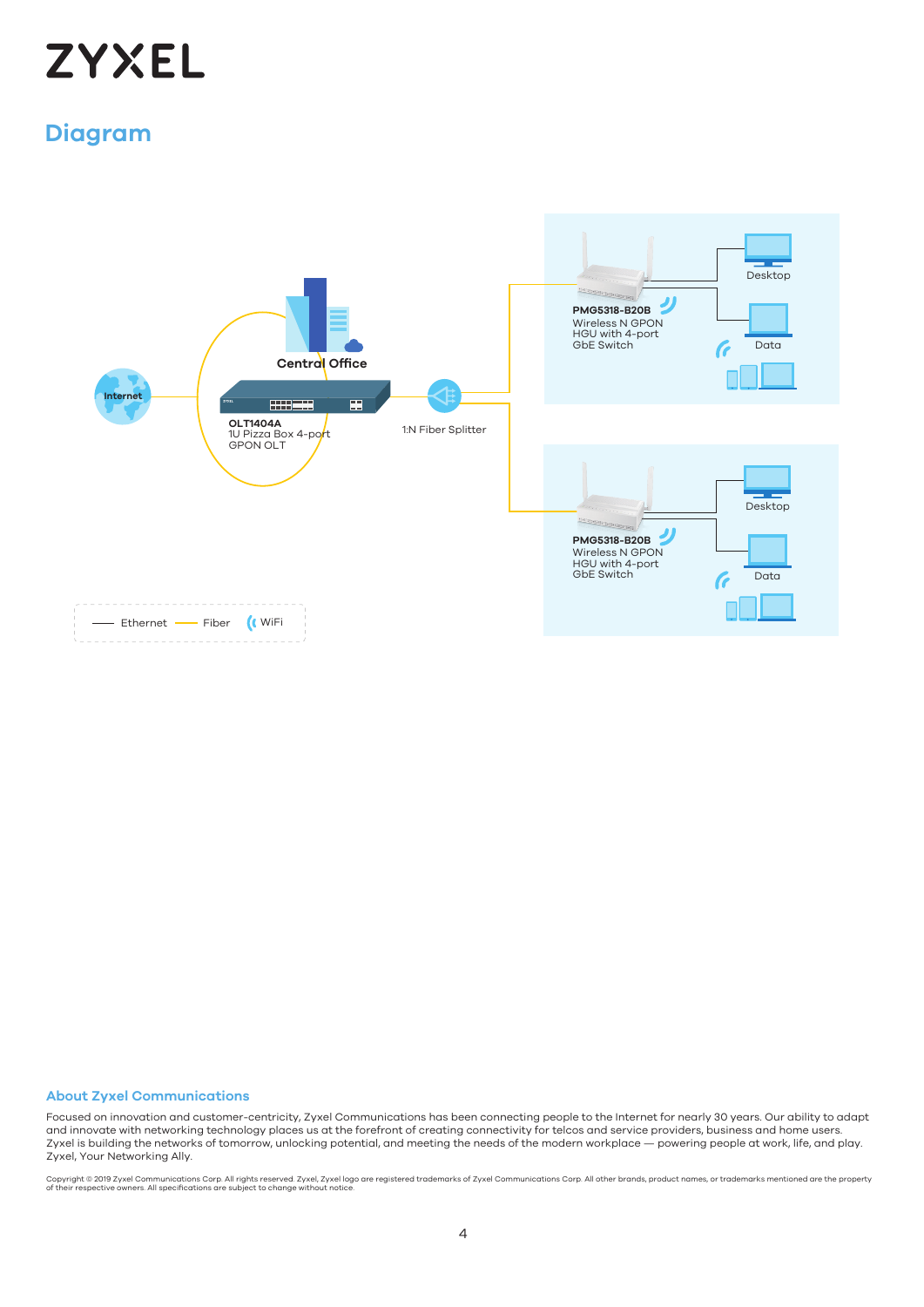## Diagram

Internet

Central Office

OLT1404A
1U Pizza Box 4-port
GPON OLT

1:N Fiber Splitter

PMG5318-B20B
Wireless N GPON
HGU with 4-port
GbE Switch

Desktop

Data

PMG5318-B20B
Wireless N GPON
HGU with 4-port
GbE Switch

Desktop

Data

Ethernet Fiber WiFi

### About Zyxel Communications

Focused on innovation and customer-centricity, Zyxel Communications has been connecting people to the Internet for nearly 30 years. Our ability to adapt and innovate with networking technology places us at the forefront of creating connectivity for telcos and service providers, business and home users. Zyxel is building the networks of tomorrow, unlocking potential, and meeting the needs of the modern workplace — powering people at work, life, and play. Zyxel, Your Networking Ally.

Copyright © 2019 Zyxel Communications Corp. All rights reserved. Zyxel, Zyxel logo are registered trademarks of Zyxel Communications Corp. All other brands, product names, or trademarks mentioned are the property of their respective owners. All specifications are subject to change without notice.